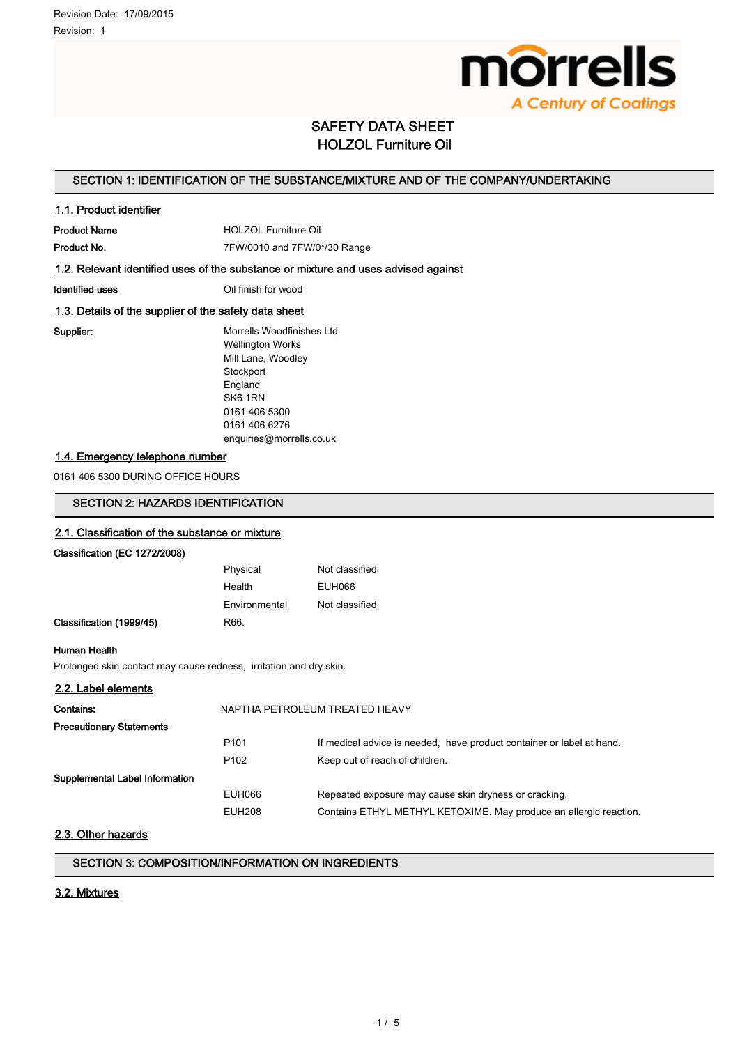Revision Date: 17/09/2015

Revision: 1

morrells
A Century of Coatings

# SAFETY DATA SHEET
# HOLZOL Furniture Oil

## SECTION 1: IDENTIFICATION OF THE SUBSTANCE/MIXTURE AND OF THE COMPANY/UNDERTAKING

### 1.1. Product identifier

| | |
|---|---|
| **Product Name** | HOLZOL Furniture Oil |
| **Product No.** | 7FW/0010 and 7FW/0*/30 Range |

### 1.2. Relevant identified uses of the substance or mixture and uses advised against

| | |
|---|---|
| **Identified uses** | Oil finish for wood |

### 1.3. Details of the supplier of the safety data sheet

**Supplier:**

Morrells Woodfinishes Ltd
Wellington Works
Mill Lane, Woodley
Stockport
England
SK6 1RN
0161 406 5300
0161 406 6276
enquiries@morrells.co.uk

### 1.4. Emergency telephone number

0161 406 5300 DURING OFFICE HOURS

## SECTION 2: HAZARDS IDENTIFICATION

### 2.1. Classification of the substance or mixture

**Classification (EC 1272/2008)**

| | |
|---|---|
| Physical | Not classified. |
| Health | EUH066 |
| Environmental | Not classified. |

**Classification (1999/45)** R66.

**Human Health**

Prolonged skin contact may cause redness, irritation and dry skin.

### 2.2. Label elements

**Contains:** NAPTHA PETROLEUM TREATED HEAVY

**Precautionary Statements**

| | |
|---|---|
| P101 | If medical advice is needed, have product container or label at hand. |
| P102 | Keep out of reach of children. |

**Supplemental Label Information**

| | |
|---|---|
| EUH066 | Repeated exposure may cause skin dryness or cracking. |
| EUH208 | Contains ETHYL METHYL KETOXIME. May produce an allergic reaction. |

### 2.3. Other hazards

## SECTION 3: COMPOSITION/INFORMATION ON INGREDIENTS

### 3.2. Mixtures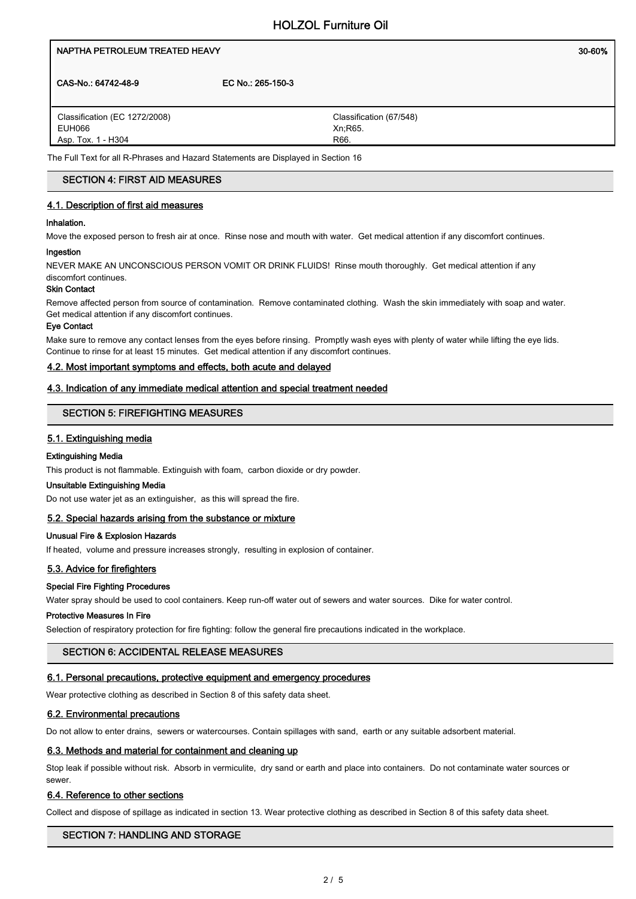| NAPTHA PETROLEUM TREATED HEAVY | | 30-60% |
|---|---|---|
| CAS-No.: 64742-48-9 | EC No.: 265-150-3 | |
| Classification (EC 1272/2008)<br>EUH066<br>Asp. Tox. 1 - H304 | | Classification (67/548)<br>Xn;R65.<br>R66. |

The Full Text for all R-Phrases and Hazard Statements are Displayed in Section 16

## SECTION 4: FIRST AID MEASURES

### 4.1. Description of first aid measures

**Inhalation.**

Move the exposed person to fresh air at once. Rinse nose and mouth with water. Get medical attention if any discomfort continues.

**Ingestion**

NEVER MAKE AN UNCONSCIOUS PERSON VOMIT OR DRINK FLUIDS! Rinse mouth thoroughly. Get medical attention if any discomfort continues.

**Skin Contact**

Remove affected person from source of contamination. Remove contaminated clothing. Wash the skin immediately with soap and water. Get medical attention if any discomfort continues.

**Eye Contact**

Make sure to remove any contact lenses from the eyes before rinsing. Promptly wash eyes with plenty of water while lifting the eye lids. Continue to rinse for at least 15 minutes. Get medical attention if any discomfort continues.

### 4.2. Most important symptoms and effects, both acute and delayed

### 4.3. Indication of any immediate medical attention and special treatment needed

## SECTION 5: FIREFIGHTING MEASURES

### 5.1. Extinguishing media

**Extinguishing Media**

This product is not flammable. Extinguish with foam, carbon dioxide or dry powder.

**Unsuitable Extinguishing Media**

Do not use water jet as an extinguisher, as this will spread the fire.

### 5.2. Special hazards arising from the substance or mixture

**Unusual Fire & Explosion Hazards**

If heated, volume and pressure increases strongly, resulting in explosion of container.

### 5.3. Advice for firefighters

**Special Fire Fighting Procedures**

Water spray should be used to cool containers. Keep run-off water out of sewers and water sources. Dike for water control.

**Protective Measures In Fire**

Selection of respiratory protection for fire fighting: follow the general fire precautions indicated in the workplace.

## SECTION 6: ACCIDENTAL RELEASE MEASURES

### 6.1. Personal precautions, protective equipment and emergency procedures

Wear protective clothing as described in Section 8 of this safety data sheet.

### 6.2. Environmental precautions

Do not allow to enter drains, sewers or watercourses. Contain spillages with sand, earth or any suitable adsorbent material.

### 6.3. Methods and material for containment and cleaning up

Stop leak if possible without risk. Absorb in vermiculite, dry sand or earth and place into containers. Do not contaminate water sources or sewer.

### 6.4. Reference to other sections

Collect and dispose of spillage as indicated in section 13. Wear protective clothing as described in Section 8 of this safety data sheet.

## SECTION 7: HANDLING AND STORAGE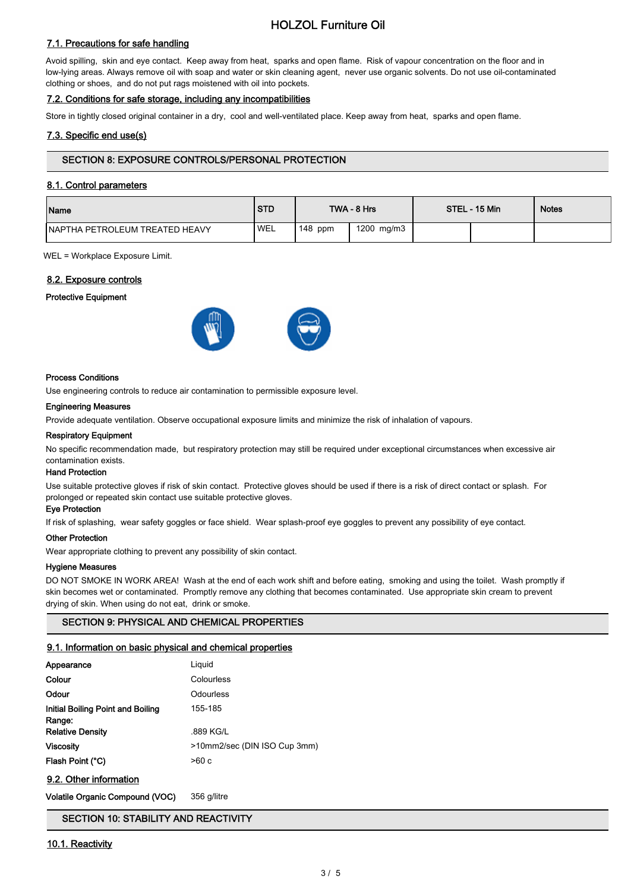## 7.1. Precautions for safe handling

Avoid spilling, skin and eye contact. Keep away from heat, sparks and open flame. Risk of vapour concentration on the floor and in low-lying areas. Always remove oil with soap and water or skin cleaning agent, never use organic solvents. Do not use oil-contaminated clothing or shoes, and do not put rags moistened with oil into pockets.

## 7.2. Conditions for safe storage, including any incompatibilities

Store in tightly closed original container in a dry, cool and well-ventilated place. Keep away from heat, sparks and open flame.

## 7.3. Specific end use(s)

# SECTION 8: EXPOSURE CONTROLS/PERSONAL PROTECTION

## 8.1. Control parameters

| Name | STD | TWA - 8 Hrs | | STEL - 15 Min | | Notes |
|---|---|---|---|---|---|---|
| NAPHTHA PETROLEUM TREATED HEAVY | WEL | 148 ppm | 1200 mg/m3 | | | |

WEL = Workplace Exposure Limit.

## 8.2. Exposure controls

**Protective Equipment**

**Process Conditions**

Use engineering controls to reduce air contamination to permissible exposure level.

**Engineering Measures**

Provide adequate ventilation. Observe occupational exposure limits and minimize the risk of inhalation of vapours.

**Respiratory Equipment**

No specific recommendation made, but respiratory protection may still be required under exceptional circumstances when excessive air contamination exists.

**Hand Protection**

Use suitable protective gloves if risk of skin contact. Protective gloves should be used if there is a risk of direct contact or splash. For prolonged or repeated skin contact use suitable protective gloves.

**Eye Protection**

If risk of splashing, wear safety goggles or face shield. Wear splash-proof eye goggles to prevent any possibility of eye contact.

**Other Protection**

Wear appropriate clothing to prevent any possibility of skin contact.

**Hygiene Measures**

DO NOT SMOKE IN WORK AREA! Wash at the end of each work shift and before eating, smoking and using the toilet. Wash promptly if skin becomes wet or contaminated. Promptly remove any clothing that becomes contaminated. Use appropriate skin cream to prevent drying of skin. When using do not eat, drink or smoke.

# SECTION 9: PHYSICAL AND CHEMICAL PROPERTIES

## 9.1. Information on basic physical and chemical properties

| | |
|---|---|
| **Appearance** | Liquid |
| **Colour** | Colourless |
| **Odour** | Odourless |
| **Initial Boiling Point and Boiling Range:** | 155-185 |
| **Relative Density** | .889 KG/L |
| **Viscosity** | >10mm2/sec (DIN ISO Cup 3mm) |
| **Flash Point (°C)** | >60 c |

## 9.2. Other information

| | |
|---|---|
| **Volatile Organic Compound (VOC)** | 356 g/litre |

# SECTION 10: STABILITY AND REACTIVITY

## 10.1. Reactivity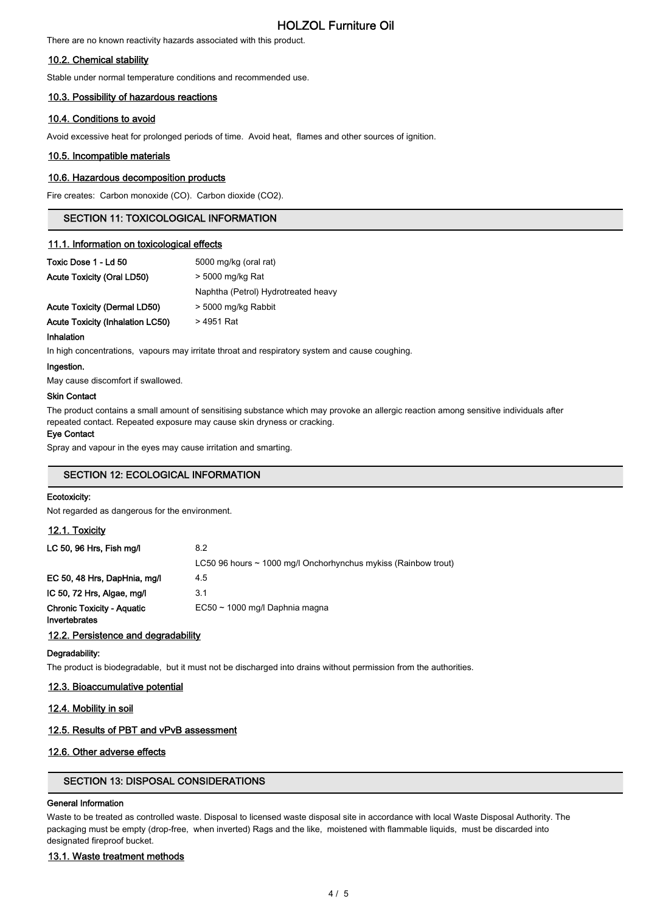There are no known reactivity hazards associated with this product.

### 10.2. Chemical stability

Stable under normal temperature conditions and recommended use.

### 10.3. Possibility of hazardous reactions

### 10.4. Conditions to avoid

Avoid excessive heat for prolonged periods of time. Avoid heat, flames and other sources of ignition.

### 10.5. Incompatible materials

### 10.6. Hazardous decomposition products

Fire creates: Carbon monoxide (CO). Carbon dioxide ($CO_2$).

## SECTION 11: TOXICOLOGICAL INFORMATION

### 11.1. Information on toxicological effects

| | |
|---|---|
| **Toxic Dose 1 - Ld 50** | 5000 mg/kg (oral rat) |
| **Acute Toxicity (Oral LD50)** | > 5000 mg/kg Rat |
| | Naphtha (Petrol) Hydrotreated heavy |
| **Acute Toxicity (Dermal LD50)** | > 5000 mg/kg Rabbit |
| **Acute Toxicity (Inhalation LC50)** | > 4951 Rat |

**Inhalation**

In high concentrations, vapours may irritate throat and respiratory system and cause coughing.

**Ingestion.**

May cause discomfort if swallowed.

**Skin Contact**

The product contains a small amount of sensitising substance which may provoke an allergic reaction among sensitive individuals after repeated contact. Repeated exposure may cause skin dryness or cracking.

**Eye Contact**

Spray and vapour in the eyes may cause irritation and smarting.

## SECTION 12: ECOLOGICAL INFORMATION

**Ecotoxicity:**

Not regarded as dangerous for the environment.

### 12.1. Toxicity

| | |
|---|---|
| **LC 50, 96 Hrs, Fish mg/l** | 8.2 |
| | LC50 96 hours ~ 1000 mg/l Onchorhynchus mykiss (Rainbow trout) |
| **EC 50, 48 Hrs, DapHnia, mg/l** | 4.5 |
| **IC 50, 72 Hrs, Algae, mg/l** | 3.1 |
| **Chronic Toxicity - Aquatic Invertebrates** | EC50 ~ 1000 mg/l Daphnia magna |

### 12.2. Persistence and degradability

**Degradability:**

The product is biodegradable, but it must not be discharged into drains without permission from the authorities.

### 12.3. Bioaccumulative potential

### 12.4. Mobility in soil

### 12.5. Results of PBT and vPvB assessment

### 12.6. Other adverse effects

## SECTION 13: DISPOSAL CONSIDERATIONS

**General Information**

Waste to be treated as controlled waste. Disposal to licensed waste disposal site in accordance with local Waste Disposal Authority. The packaging must be empty (drop-free, when inverted) Rags and the like, moistened with flammable liquids, must be discarded into designated fireproof bucket.

### 13.1. Waste treatment methods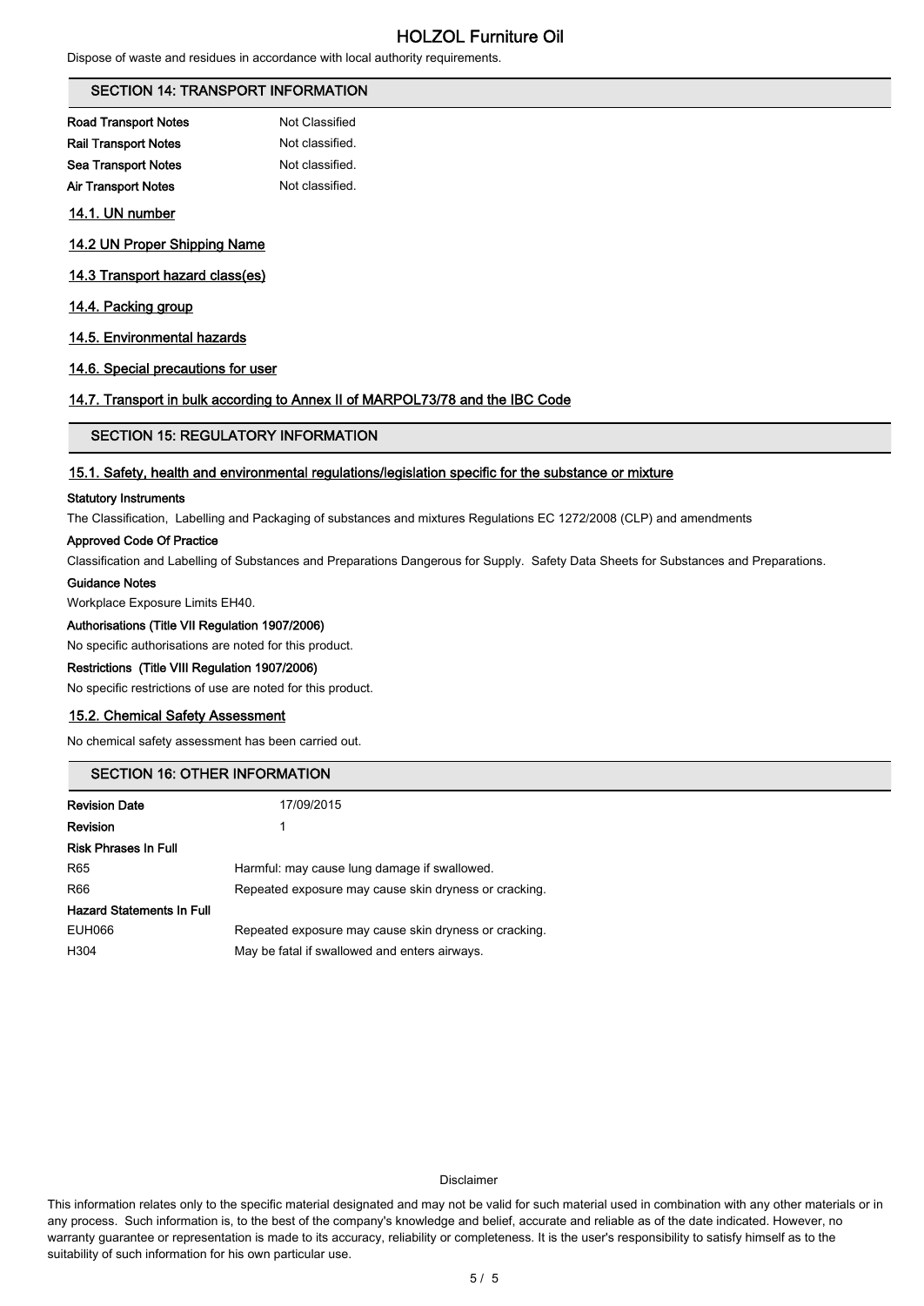Dispose of waste and residues in accordance with local authority requirements.

## SECTION 14: TRANSPORT INFORMATION

| | |
|---|---|
| **Road Transport Notes** | Not Classified |
| **Rail Transport Notes** | Not classified. |
| **Sea Transport Notes** | Not classified. |
| **Air Transport Notes** | Not classified. |

### 14.1. UN number

### 14.2 UN Proper Shipping Name

### 14.3 Transport hazard class(es)

### 14.4. Packing group

### 14.5. Environmental hazards

### 14.6. Special precautions for user

### 14.7. Transport in bulk according to Annex II of MARPOL73/78 and the IBC Code

## SECTION 15: REGULATORY INFORMATION

### 15.1. Safety, health and environmental regulations/legislation specific for the substance or mixture

**Statutory Instruments**

The Classification, Labelling and Packaging of substances and mixtures Regulations EC 1272/2008 (CLP) and amendments

**Approved Code Of Practice**

Classification and Labelling of Substances and Preparations Dangerous for Supply. Safety Data Sheets for Substances and Preparations.

**Guidance Notes**

Workplace Exposure Limits EH40.

**Authorisations (Title VII Regulation 1907/2006)**

No specific authorisations are noted for this product.

**Restrictions (Title VIII Regulation 1907/2006)**

No specific restrictions of use are noted for this product.

### 15.2. Chemical Safety Assessment

No chemical safety assessment has been carried out.

## SECTION 16: OTHER INFORMATION

| | |
|---|---|
| **Revision Date** | 17/09/2015 |
| **Revision** | 1 |
| **Risk Phrases In Full** | |
| R65 | Harmful: may cause lung damage if swallowed. |
| R66 | Repeated exposure may cause skin dryness or cracking. |
| **Hazard Statements In Full** | |
| EUH066 | Repeated exposure may cause skin dryness or cracking. |
| H304 | May be fatal if swallowed and enters airways. |

Disclaimer

This information relates only to the specific material designated and may not be valid for such material used in combination with any other materials or in any process. Such information is, to the best of the company's knowledge and belief, accurate and reliable as of the date indicated. However, no warranty guarantee or representation is made to its accuracy, reliability or completeness. It is the user's responsibility to satisfy himself as to the suitability of such information for his own particular use.